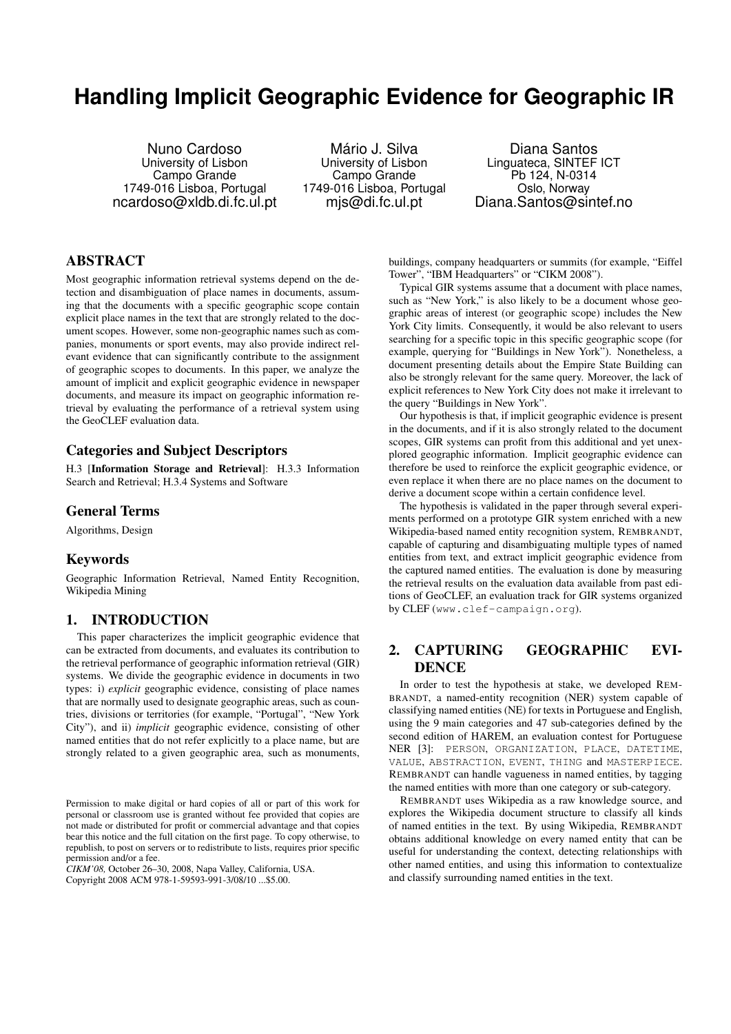# Handling Implicit Geographic Evidence for Geographic IR

Nuno Cardoso
University of Lisbon
Campo Grande
1749-016 Lisboa, Portugal
ncardoso@xldb.di.fc.ul.pt

Mário J. Silva
University of Lisbon
Campo Grande
1749-016 Lisboa, Portugal
mjs@di.fc.ul.pt

Diana Santos
Linguateca, SINTEF ICT
Pb 124, N-0314
Oslo, Norway
Diana.Santos@sintef.no

## ABSTRACT

Most geographic information retrieval systems depend on the detection and disambiguation of place names in documents, assuming that the documents with a specific geographic scope contain explicit place names in the text that are strongly related to the document scopes. However, some non-geographic names such as companies, monuments or sport events, may also provide indirect relevant evidence that can significantly contribute to the assignment of geographic scopes to documents. In this paper, we analyze the amount of implicit and explicit geographic evidence in newspaper documents, and measure its impact on geographic information retrieval by evaluating the performance of a retrieval system using the GeoCLEF evaluation data.

### Categories and Subject Descriptors

H.3 [**Information Storage and Retrieval**]: H.3.3 Information Search and Retrieval; H.3.4 Systems and Software

### General Terms

Algorithms, Design

### Keywords

Geographic Information Retrieval, Named Entity Recognition, Wikipedia Mining

## 1. INTRODUCTION

This paper characterizes the implicit geographic evidence that can be extracted from documents, and evaluates its contribution to the retrieval performance of geographic information retrieval (GIR) systems. We divide the geographic evidence in documents in two types: i) *explicit* geographic evidence, consisting of place names that are normally used to designate geographic areas, such as countries, divisions or territories (for example, "Portugal", "New York City"), and ii) *implicit* geographic evidence, consisting of other named entities that do not refer explicitly to a place name, but are strongly related to a given geographic area, such as monuments, buildings, company headquarters or summits (for example, "Eiffel Tower", "IBM Headquarters" or "CIKM 2008").

Typical GIR systems assume that a document with place names, such as "New York," is also likely to be a document whose geographic areas of interest (or geographic scope) includes the New York City limits. Consequently, it would be also relevant to users searching for a specific topic in this specific geographic scope (for example, querying for "Buildings in New York"). Nonetheless, a document presenting details about the Empire State Building can also be strongly relevant for the same query. Moreover, the lack of explicit references to New York City does not make it irrelevant to the query "Buildings in New York".

Our hypothesis is that, if implicit geographic evidence is present in the documents, and if it is also strongly related to the document scopes, GIR systems can profit from this additional and yet unexplored geographic information. Implicit geographic evidence can therefore be used to reinforce the explicit geographic evidence, or even replace it when there are no place names on the document to derive a document scope within a certain confidence level.

The hypothesis is validated in the paper through several experiments performed on a prototype GIR system enriched with a new Wikipedia-based named entity recognition system, REMBRANDT, capable of capturing and disambiguating multiple types of named entities from text, and extract implicit geographic evidence from the captured named entities. The evaluation is done by measuring the retrieval results on the evaluation data available from past editions of GeoCLEF, an evaluation track for GIR systems organized by CLEF (www.clef-campaign.org).

## 2. CAPTURING GEOGRAPHIC EVIDENCE

In order to test the hypothesis at stake, we developed REMBRANDT, a named-entity recognition (NER) system capable of classifying named entities (NE) for texts in Portuguese and English, using the 9 main categories and 47 sub-categories defined by the second edition of HAREM, an evaluation contest for Portuguese NER [3]: PERSON, ORGANIZATION, PLACE, DATETIME, VALUE, ABSTRACTION, EVENT, THING and MASTERPIECE. REMBRANDT can handle vagueness in named entities, by tagging the named entities with more than one category or sub-category.

REMBRANDT uses Wikipedia as a raw knowledge source, and explores the Wikipedia document structure to classify all kinds of named entities in the text. By using Wikipedia, REMBRANDT obtains additional knowledge on every named entity that can be useful for understanding the context, detecting relationships with other named entities, and using this information to contextualize and classify surrounding named entities in the text.

Permission to make digital or hard copies of all or part of this work for personal or classroom use is granted without fee provided that copies are not made or distributed for profit or commercial advantage and that copies bear this notice and the full citation on the first page. To copy otherwise, to republish, to post on servers or to redistribute to lists, requires prior specific permission and/or a fee.
*CIKM'08,* October 26–30, 2008, Napa Valley, California, USA.
Copyright 2008 ACM 978-1-59593-991-3/08/10 ...$5.00.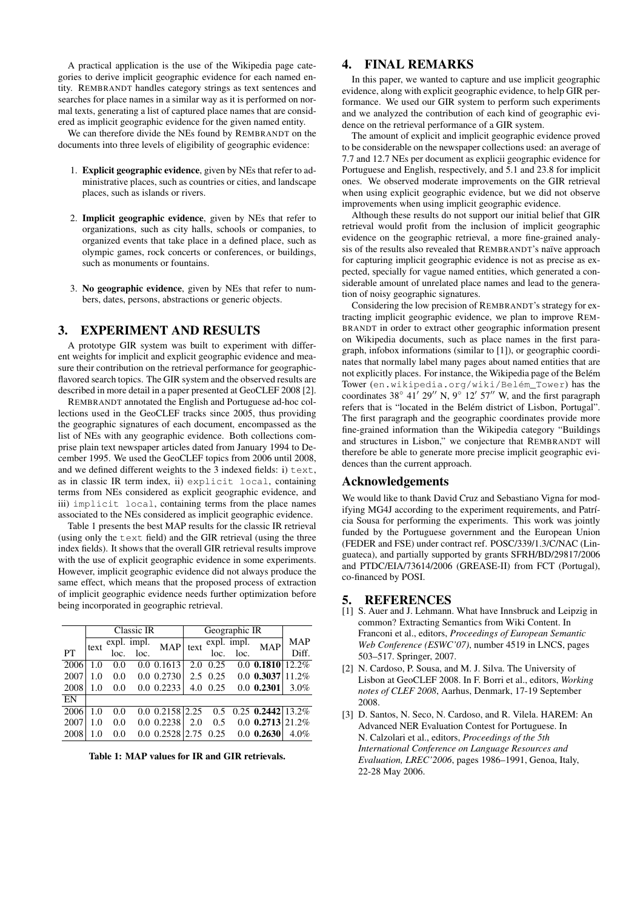A practical application is the use of the Wikipedia page categories to derive implicit geographic evidence for each named entity. REMBRANDT handles category strings as text sentences and searches for place names in a similar way as it is performed on normal texts, generating a list of captured place names that are considered as implicit geographic evidence for the given named entity.

We can therefore divide the NEs found by REMBRANDT on the documents into three levels of eligibility of geographic evidence:

1. **Explicit geographic evidence**, given by NEs that refer to administrative places, such as countries or cities, and landscape places, such as islands or rivers.
2. **Implicit geographic evidence**, given by NEs that refer to organizations, such as city halls, schools or companies, to organized events that take place in a defined place, such as olympic games, rock concerts or conferences, or buildings, such as monuments or fountains.
3. **No geographic evidence**, given by NEs that refer to numbers, dates, persons, abstractions or generic objects.

## 3. EXPERIMENT AND RESULTS

A prototype GIR system was built to experiment with different weights for implicit and explicit geographic evidence and measure their contribution on the retrieval performance for geographic-flavored search topics. The GIR system and the observed results are described in more detail in a paper presented at GeoCLEF 2008 [2].

REMBRANDT annotated the English and Portuguese ad-hoc collections used in the GeoCLEF tracks since 2005, thus providing the geographic signatures of each document, encompassed as the list of NEs with any geographic evidence. Both collections comprise plain text newspaper articles dated from January 1994 to December 1995. We used the GeoCLEF topics from 2006 until 2008, and we defined different weights to the 3 indexed fields: i) `text`, as in classic IR term index, ii) `explicit local`, containing terms from NEs considered as explicit geographic evidence, and iii) `implicit local`, containing terms from the place names associated to the NEs considered as implicit geographic evidence.

Table 1 presents the best MAP results for the classic IR retrieval (using only the `text` field) and the GIR retrieval (using the three index fields). It shows that the overall GIR retrieval results improve with the use of explicit geographic evidence in some experiments. However, implicit geographic evidence did not always produce the same effect, which means that the proposed process of extraction of implicit geographic evidence needs further optimization before being incorporated in geographic retrieval.

| | Classic IR | | | | Geographic IR | | | | |
|---|---|---|---|---|---|---|---|---|---|
| PT | text | expl. loc. | impl. loc. | MAP | text | expl. loc. | impl. loc. | MAP | MAP Diff. |
| 2006 | 1.0 | 0.0 | 0.0 | 0.1613 | 2.0 | 0.25 | 0.0 | **0.1810** | 12.2% |
| 2007 | 1.0 | 0.0 | 0.0 | 0.2730 | 2.5 | 0.25 | 0.0 | **0.3037** | 11.2% |
| 2008 | 1.0 | 0.0 | 0.0 | 0.2233 | 4.0 | 0.25 | 0.0 | **0.2301** | 3.0% |
| EN | | | | | | | | | |
| 2006 | 1.0 | 0.0 | 0.0 | 0.2158 | 2.25 | 0.5 | 0.25 | **0.2442** | 13.2% |
| 2007 | 1.0 | 0.0 | 0.0 | 0.2238 | 2.0 | 0.5 | 0.0 | **0.2713** | 21.2% |
| 2008 | 1.0 | 0.0 | 0.0 | 0.2528 | 2.75 | 0.25 | 0.0 | **0.2630** | 4.0% |

**Table 1: MAP values for IR and GIR retrievals.**

## 4. FINAL REMARKS

In this paper, we wanted to capture and use implicit geographic evidence, along with explicit geographic evidence, to help GIR performance. We used our GIR system to perform such experiments and we analyzed the contribution of each kind of geographic evidence on the retrieval performance of a GIR system.

The amount of explicit and implicit geographic evidence proved to be considerable on the newspaper collections used: an average of 7.7 and 12.7 NEs per document as explicii geographic evidence for Portuguese and English, respectively, and 5.1 and 23.8 for implicit ones. We observed moderate improvements on the GIR retrieval when using explicit geographic evidence, but we did not observe improvements when using implicit geographic evidence.

Although these results do not support our initial belief that GIR retrieval would profit from the inclusion of implicit geographic evidence on the geographic retrieval, a more fine-grained analysis of the results also revealed that REMBRANDT's naïve approach for capturing implicit geographic evidence is not as precise as expected, specially for vague named entities, which generated a considerable amount of unrelated place names and lead to the generation of noisy geographic signatures.

Considering the low precision of REMBRANDT's strategy for extracting implicit geographic evidence, we plan to improve REMBRANDT in order to extract other geographic information present on Wikipedia documents, such as place names in the first paragraph, infobox informations (similar to [1]), or geographic coordinates that normally label many pages about named entities that are not explicitly places. For instance, the Wikipedia page of the Belém Tower (`en.wikipedia.org/wiki/Belém_Tower`) has the coordinates 38° 41′ 29″ N, 9° 12′ 57″ W, and the first paragraph refers that is "located in the Belém district of Lisbon, Portugal". The first paragraph and the geographic coordinates provide more fine-grained information than the Wikipedia category "Buildings and structures in Lisbon," we conjecture that REMBRANDT will therefore be able to generate more precise implicit geographic evidences than the current approach.

### Acknowledgements

We would like to thank David Cruz and Sebastiano Vigna for modifying MG4J according to the experiment requirements, and Patrícia Sousa for performing the experiments. This work was jointly funded by the Portuguese government and the European Union (FEDER and FSE) under contract ref. POSC/339/1.3/C/NAC (Linguateca), and partially supported by grants SFRH/BD/29817/2006 and PTDC/EIA/73614/2006 (GREASE-II) from FCT (Portugal), co-financed by POSI.

## 5. REFERENCES

[1] S. Auer and J. Lehmann. What have Innsbruck and Leipzig in common? Extracting Semantics from Wiki Content. In Franconi et al., editors, *Proceedings of European Semantic Web Conference (ESWC'07)*, number 4519 in LNCS, pages 503–517. Springer, 2007.

[2] N. Cardoso, P. Sousa, and M. J. Silva. The University of Lisbon at GeoCLEF 2008. In F. Borri et al., editors, *Working notes of CLEF 2008*, Aarhus, Denmark, 17-19 September 2008.

[3] D. Santos, N. Seco, N. Cardoso, and R. Vilela. HAREM: An Advanced NER Evaluation Contest for Portuguese. In N. Calzolari et al., editors, *Proceedings of the 5th International Conference on Language Resources and Evaluation, LREC'2006*, pages 1986–1991, Genoa, Italy, 22-28 May 2006.